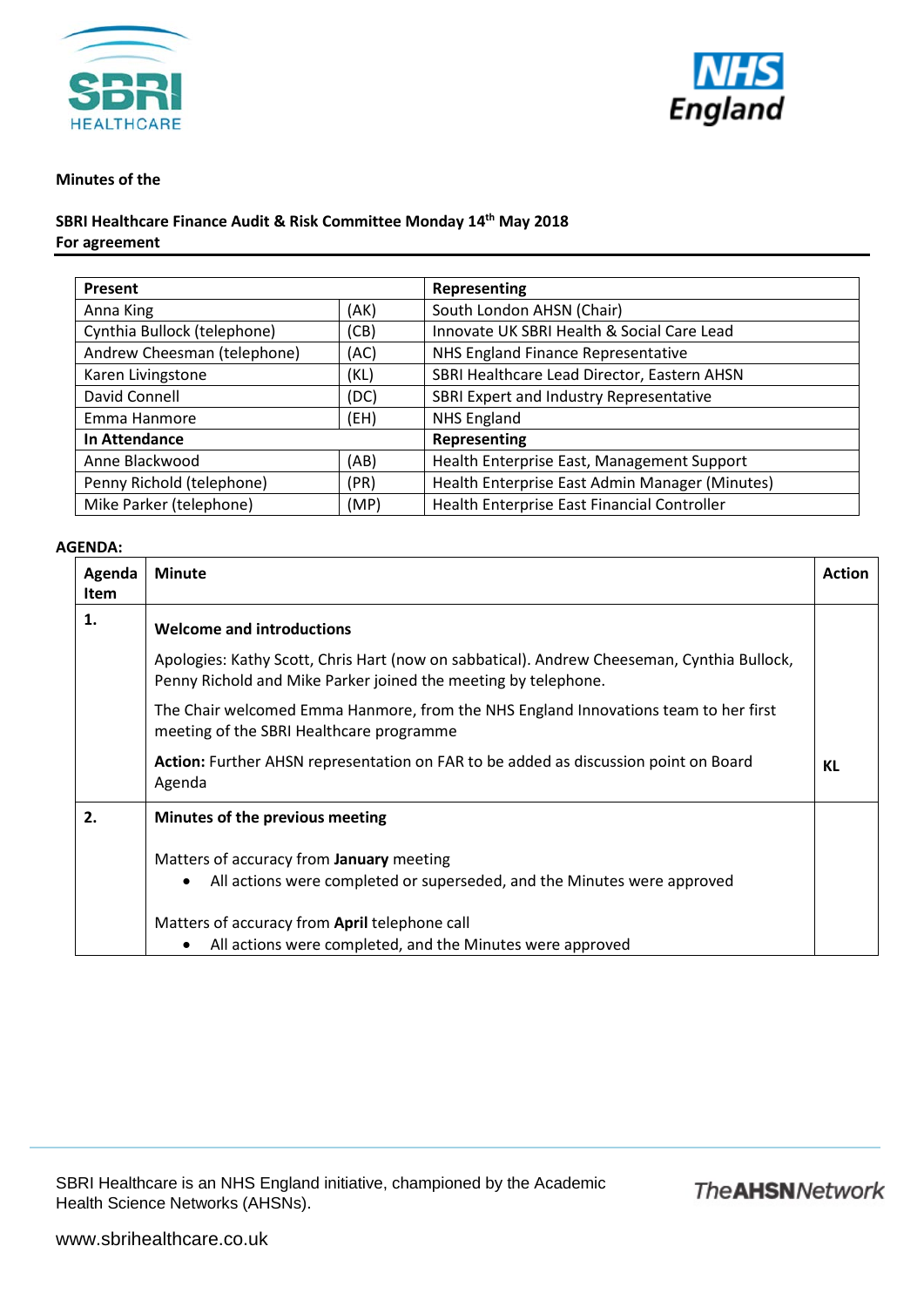**Minutes of the**

**SBRI Healthcare Finance Audit & Risk Committee Monday 14th May 2018**
**For agreement**

| Present | | Representing |
|---|---|---|
| Anna King | (AK) | South London AHSN (Chair) |
| Cynthia Bullock (telephone) | (CB) | Innovate UK SBRI Health & Social Care Lead |
| Andrew Cheesman (telephone) | (AC) | NHS England Finance Representative |
| Karen Livingstone | (KL) | SBRI Healthcare Lead Director, Eastern AHSN |
| David Connell | (DC) | SBRI Expert and Industry Representative |
| Emma Hanmore | (EH) | NHS England |
| **In Attendance** | | **Representing** |
| Anne Blackwood | (AB) | Health Enterprise East, Management Support |
| Penny Richold (telephone) | (PR) | Health Enterprise East Admin Manager (Minutes) |
| Mike Parker (telephone) | (MP) | Health Enterprise East Financial Controller |

**AGENDA:**

| Agenda Item | Minute | Action |
|---|---|---|
| **1.** | **Welcome and introductions**<br><br>Apologies: Kathy Scott, Chris Hart (now on sabbatical). Andrew Cheeseman, Cynthia Bullock, Penny Richold and Mike Parker joined the meeting by telephone.<br><br>The Chair welcomed Emma Hanmore, from the NHS England Innovations team to her first meeting of the SBRI Healthcare programme<br><br>**Action:** Further AHSN representation on FAR to be added as discussion point on Board Agenda | **KL** |
| **2.** | **Minutes of the previous meeting**<br><br>Matters of accuracy from **January** meeting<br>• All actions were completed or superseded, and the Minutes were approved<br><br>Matters of accuracy from **April** telephone call<br>• All actions were completed, and the Minutes were approved | |

SBRI Healthcare is an NHS England initiative, championed by the Academic Health Science Networks (AHSNs).

www.sbrihealthcare.co.uk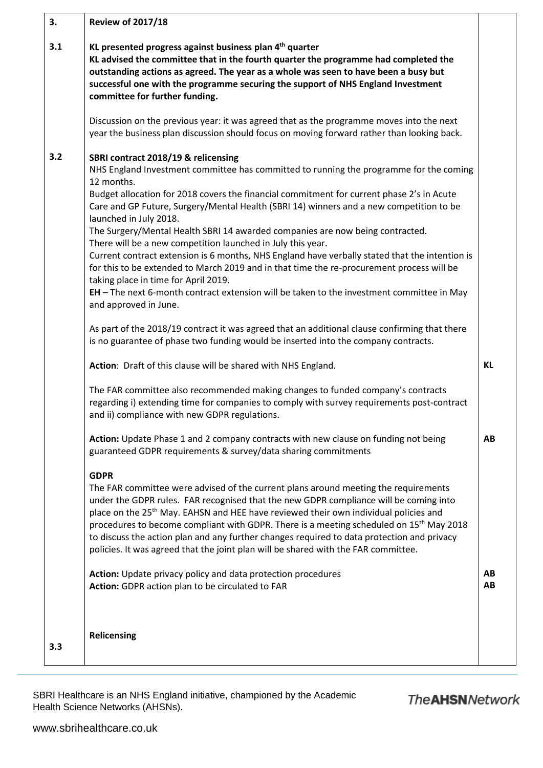| | | |
|---|---|---|
| **3.** | **Review of 2017/18** | |
| **3.1** | **KL presented progress against business plan 4th quarter**<br>**KL advised the committee that in the fourth quarter the programme had completed the outstanding actions as agreed. The year as a whole was seen to have been a busy but successful one with the programme securing the support of NHS England Investment committee for further funding.**<br><br>Discussion on the previous year: it was agreed that as the programme moves into the next year the business plan discussion should focus on moving forward rather than looking back. | |
| **3.2** | **SBRI contract 2018/19 & relicensing**<br>NHS England Investment committee has committed to running the programme for the coming 12 months.<br>Budget allocation for 2018 covers the financial commitment for current phase 2's in Acute Care and GP Future, Surgery/Mental Health (SBRI 14) winners and a new competition to be launched in July 2018.<br>The Surgery/Mental Health SBRI 14 awarded companies are now being contracted.<br>There will be a new competition launched in July this year.<br>Current contract extension is 6 months, NHS England have verbally stated that the intention is for this to be extended to March 2019 and in that time the re-procurement process will be taking place in time for April 2019.<br>**EH** – The next 6-month contract extension will be taken to the investment committee in May and approved in June.<br><br>As part of the 2018/19 contract it was agreed that an additional clause confirming that there is no guarantee of phase two funding would be inserted into the company contracts. | |
| | **Action**: Draft of this clause will be shared with NHS England. | **KL** |
| | The FAR committee also recommended making changes to funded company's contracts regarding i) extending time for companies to comply with survey requirements post-contract and ii) compliance with new GDPR regulations. | |
| | **Action:** Update Phase 1 and 2 company contracts with new clause on funding not being guaranteed GDPR requirements & survey/data sharing commitments | **AB** |
| | **GDPR**<br>The FAR committee were advised of the current plans around meeting the requirements under the GDPR rules. FAR recognised that the new GDPR compliance will be coming into place on the 25th May. EAHSN and HEE have reviewed their own individual policies and procedures to become compliant with GDPR. There is a meeting scheduled on 15th May 2018 to discuss the action plan and any further changes required to data protection and privacy policies. It was agreed that the joint plan will be shared with the FAR committee. | |
| | **Action:** Update privacy policy and data protection procedures<br>**Action:** GDPR action plan to be circulated to FAR | **AB**<br>**AB** |
| **3.3** | **Relicensing** | |

SBRI Healthcare is an NHS England initiative, championed by the Academic Health Science Networks (AHSNs).

The**AHSN**Network

www.sbrihealthcare.co.uk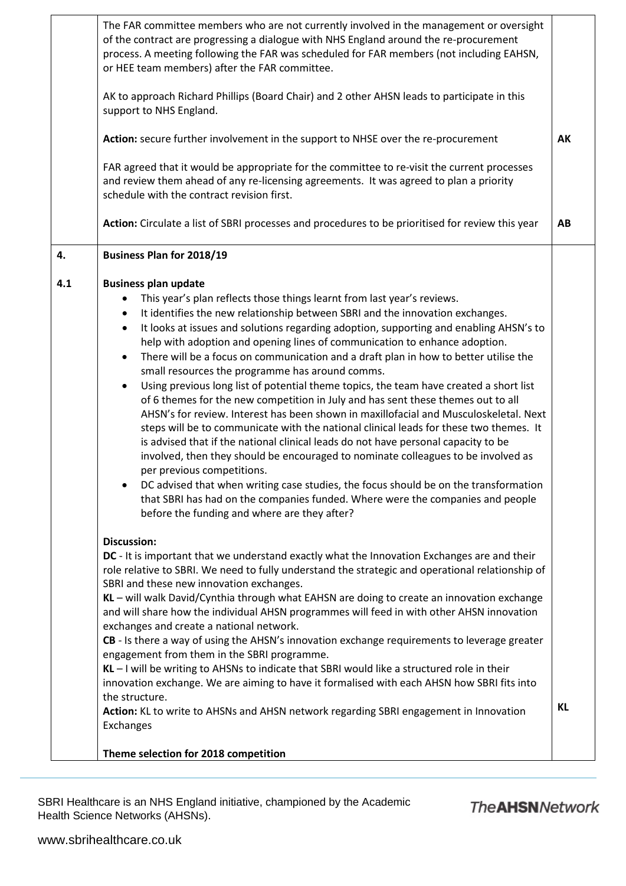| | | |
|---|---|---|
| | The FAR committee members who are not currently involved in the management or oversight of the contract are progressing a dialogue with NHS England around the re-procurement process. A meeting following the FAR was scheduled for FAR members (not including EAHSN, or HEE team members) after the FAR committee.<br><br>AK to approach Richard Phillips (Board Chair) and 2 other AHSN leads to participate in this support to NHS England.<br><br>**Action:** secure further involvement in the support to NHSE over the re-procurement<br><br>FAR agreed that it would be appropriate for the committee to re-visit the current processes and review them ahead of any re-licensing agreements. It was agreed to plan a priority schedule with the contract revision first.<br><br>**Action:** Circulate a list of SBRI processes and procedures to be prioritised for review this year | <br><br><br><br><br><br><br>**AK**<br><br><br><br><br>**AB** |
| **4.**<br><br>**4.1** | **Business Plan for 2018/19**<br><br>**Business plan update**<br>• This year's plan reflects those things learnt from last year's reviews.<br>• It identifies the new relationship between SBRI and the innovation exchanges.<br>• It looks at issues and solutions regarding adoption, supporting and enabling AHSN's to help with adoption and opening lines of communication to enhance adoption.<br>• There will be a focus on communication and a draft plan in how to better utilise the small resources the programme has around comms.<br>• Using previous long list of potential theme topics, the team have created a short list of 6 themes for the new competition in July and has sent these themes out to all AHSN's for review. Interest has been shown in maxillofacial and Musculoskeletal. Next steps will be to communicate with the national clinical leads for these two themes. It is advised that if the national clinical leads do not have personal capacity to be involved, then they should be encouraged to nominate colleagues to be involved as per previous competitions.<br>• DC advised that when writing case studies, the focus should be on the transformation that SBRI has had on the companies funded. Where were the companies and people before the funding and where are they after?<br><br>**Discussion:**<br>**DC** - It is important that we understand exactly what the Innovation Exchanges are and their role relative to SBRI. We need to fully understand the strategic and operational relationship of SBRI and these new innovation exchanges.<br>**KL** – will walk David/Cynthia through what EAHSN are doing to create an innovation exchange and will share how the individual AHSN programmes will feed in with other AHSN innovation exchanges and create a national network.<br>**CB** - Is there a way of using the AHSN's innovation exchange requirements to leverage greater engagement from them in the SBRI programme.<br>**KL** – I will be writing to AHSNs to indicate that SBRI would like a structured role in their innovation exchange. We are aiming to have it formalised with each AHSN how SBRI fits into the structure.<br>**Action:** KL to write to AHSNs and AHSN network regarding SBRI engagement in Innovation Exchanges<br><br>**Theme selection for 2018 competition** | <br><br><br><br><br><br><br><br><br><br><br><br><br><br><br><br><br><br><br><br><br><br><br><br><br><br><br><br><br><br>**KL** |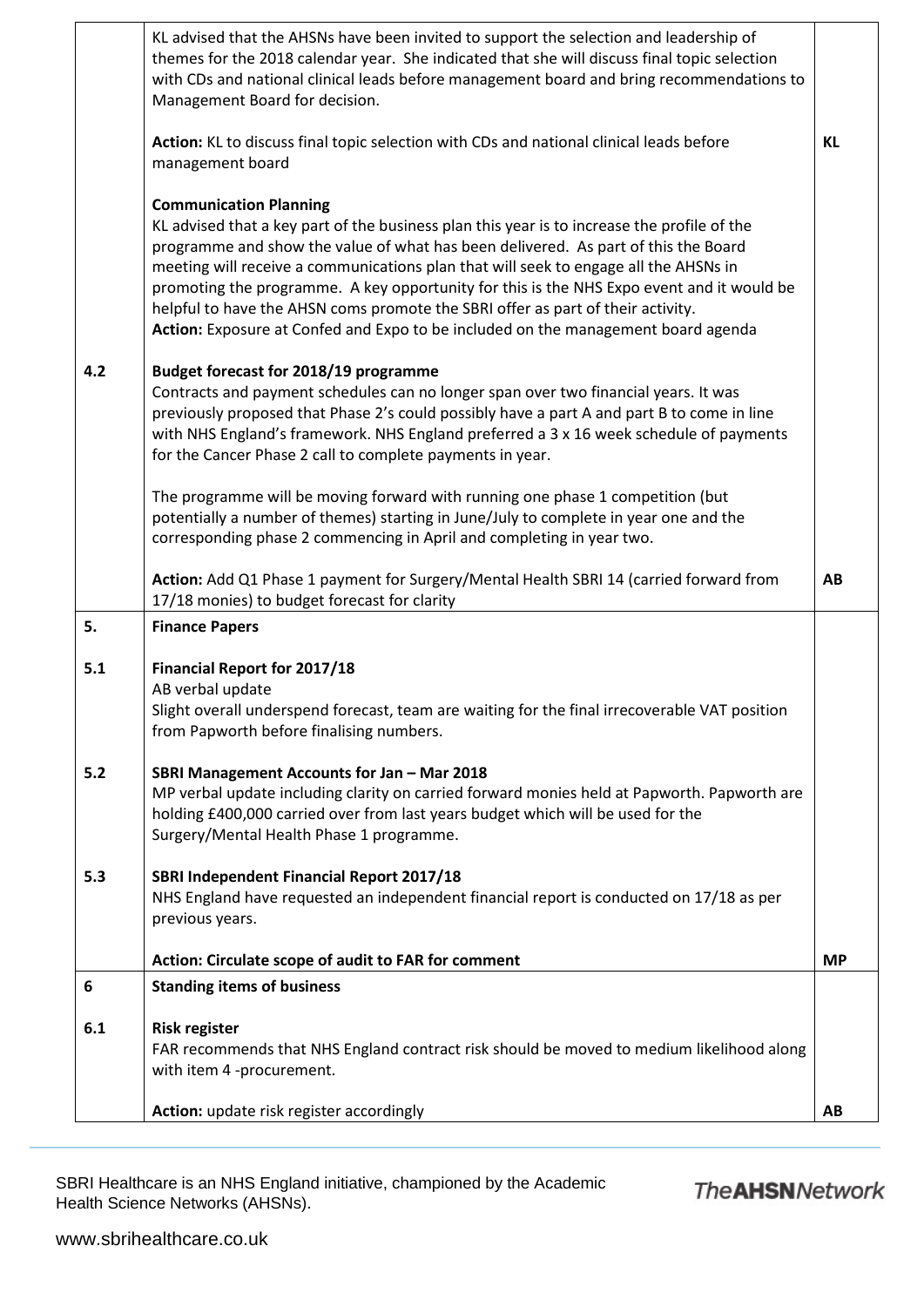| | | |
|---|---|---|
| | KL advised that the AHSNs have been invited to support the selection and leadership of themes for the 2018 calendar year. She indicated that she will discuss final topic selection with CDs and national clinical leads before management board and bring recommendations to Management Board for decision. | |
| | **Action:** KL to discuss final topic selection with CDs and national clinical leads before management board | **KL** |
| | **Communication Planning**<br>KL advised that a key part of the business plan this year is to increase the profile of the programme and show the value of what has been delivered. As part of this the Board meeting will receive a communications plan that will seek to engage all the AHSNs in promoting the programme. A key opportunity for this is the NHS Expo event and it would be helpful to have the AHSN coms promote the SBRI offer as part of their activity.<br>**Action:** Exposure at Confed and Expo to be included on the management board agenda | |
| **4.2** | **Budget forecast for 2018/19 programme**<br>Contracts and payment schedules can no longer span over two financial years. It was previously proposed that Phase 2's could possibly have a part A and part B to come in line with NHS England's framework. NHS England preferred a 3 x 16 week schedule of payments for the Cancer Phase 2 call to complete payments in year. | |
| | The programme will be moving forward with running one phase 1 competition (but potentially a number of themes) starting in June/July to complete in year one and the corresponding phase 2 commencing in April and completing in year two. | |
| | **Action:** Add Q1 Phase 1 payment for Surgery/Mental Health SBRI 14 (carried forward from 17/18 monies) to budget forecast for clarity | **AB** |
| **5.** | **Finance Papers** | |
| **5.1** | **Financial Report for 2017/18**<br>AB verbal update<br>Slight overall underspend forecast, team are waiting for the final irrecoverable VAT position from Papworth before finalising numbers. | |
| **5.2** | **SBRI Management Accounts for Jan – Mar 2018**<br>MP verbal update including clarity on carried forward monies held at Papworth. Papworth are holding £400,000 carried over from last years budget which will be used for the Surgery/Mental Health Phase 1 programme. | |
| **5.3** | **SBRI Independent Financial Report 2017/18**<br>NHS England have requested an independent financial report is conducted on 17/18 as per previous years. | |
| | **Action: Circulate scope of audit to FAR for comment** | **MP** |
| **6** | **Standing items of business** | |
| **6.1** | **Risk register**<br>FAR recommends that NHS England contract risk should be moved to medium likelihood along with item 4 -procurement. | |
| | **Action:** update risk register accordingly | **AB** |

SBRI Healthcare is an NHS England initiative, championed by the Academic Health Science Networks (AHSNs).

*The* **AHSN** *Network*

www.sbrihealthcare.co.uk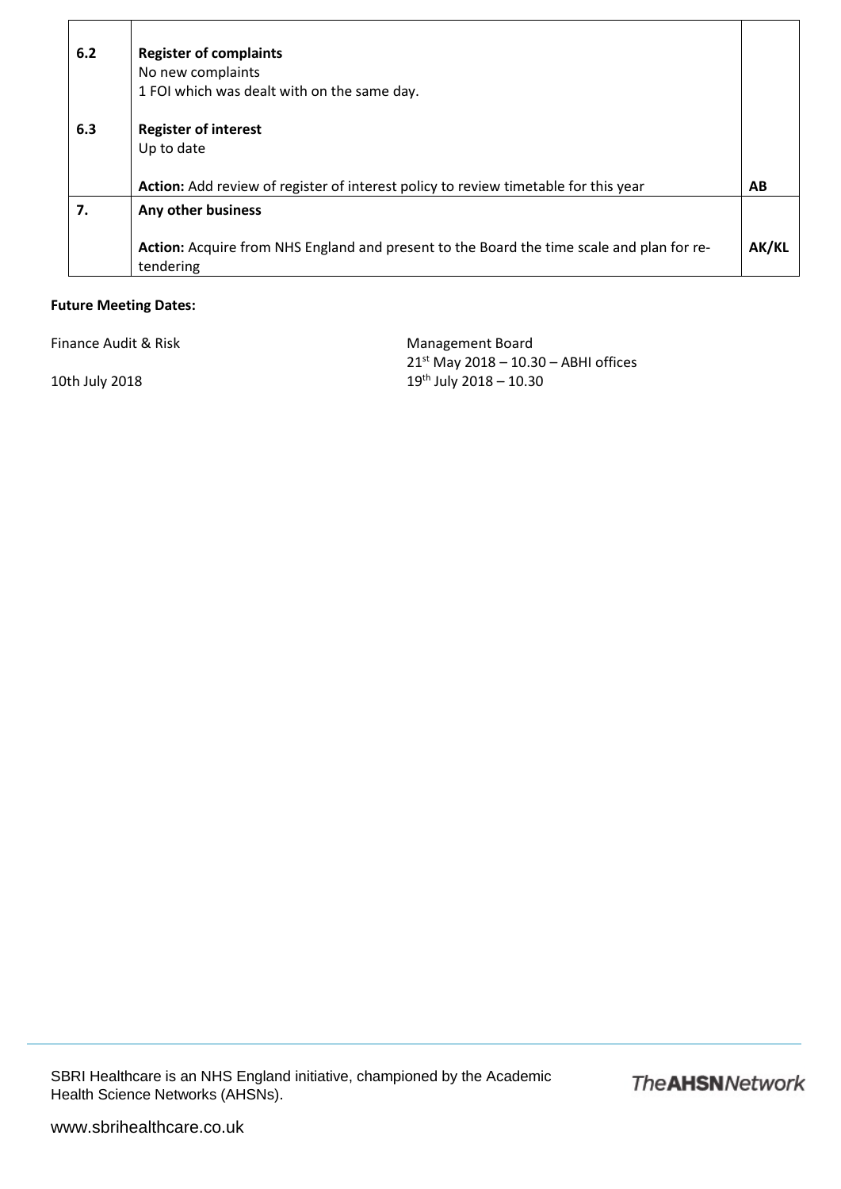| | | |
|---|---|---|
| 6.2 | **Register of complaints**<br>No new complaints<br>1 FOI which was dealt with on the same day. | |
| 6.3 | **Register of interest**<br>Up to date | |
| | **Action:** Add review of register of interest policy to review timetable for this year | **AB** |
| **7.** | **Any other business** | |
| | **Action:** Acquire from NHS England and present to the Board the time scale and plan for re-tendering | **AK/KL** |

**Future Meeting Dates:**

Finance Audit & Risk

10th July 2018

Management Board

21st May 2018 – 10.30 – ABHI offices

19th July 2018 – 10.30

SBRI Healthcare is an NHS England initiative, championed by the Academic Health Science Networks (AHSNs).

TheAHSNNetwork

www.sbrihealthcare.co.uk